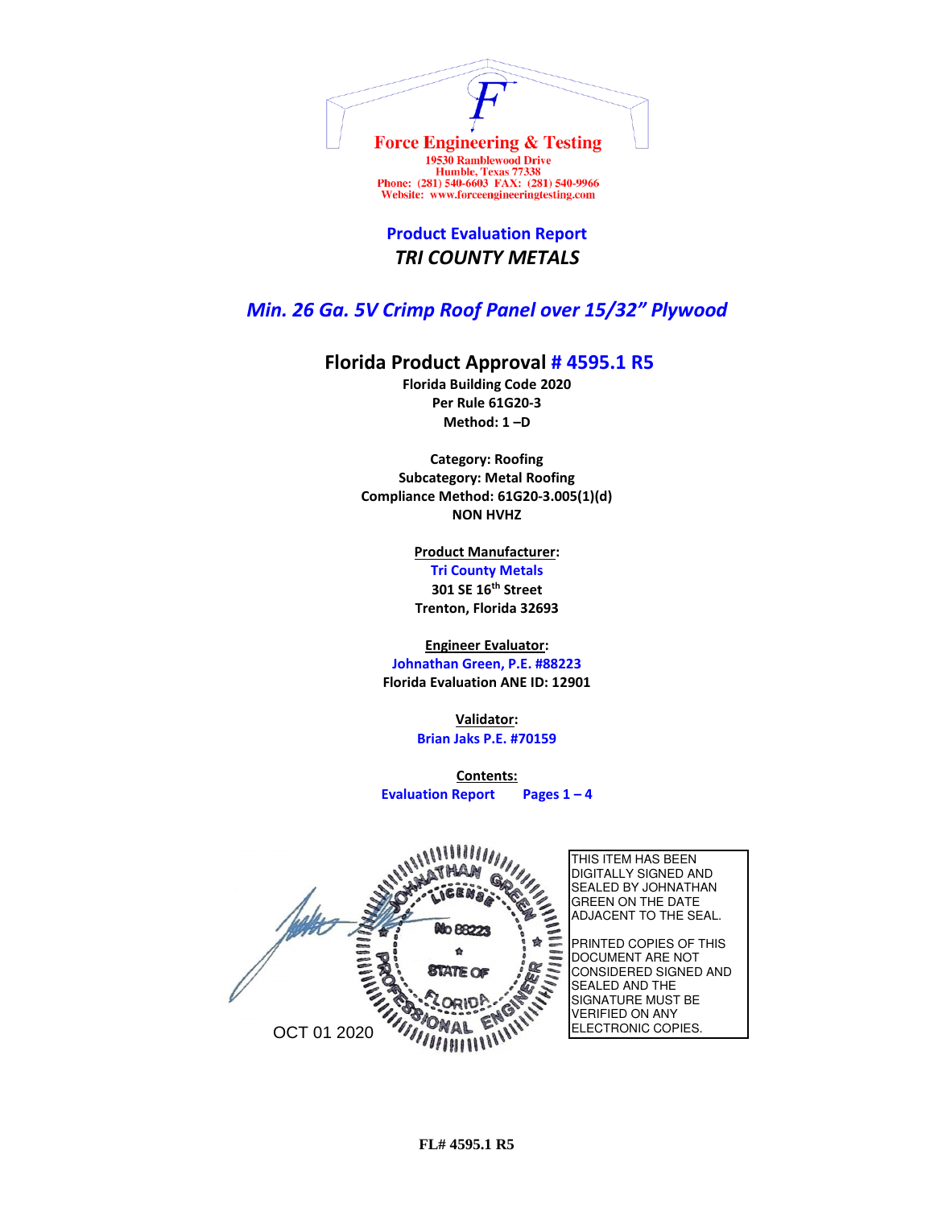Force Engineering & Testing
19530 Ramblewood Drive
Humble, Texas 77338
Phone: (281) 540-6603 FAX: (281) 540-9966
Website: www.forceengineeringtesting.com

**Product Evaluation Report**

***TRI COUNTY METALS***

## *Min. 26 Ga. 5V Crimp Roof Panel over 15/32" Plywood*

## Florida Product Approval # 4595.1 R5

**Florida Building Code 2020**
**Per Rule 61G20-3**
**Method: 1 –D**

**Category: Roofing**
**Subcategory: Metal Roofing**
**Compliance Method: 61G20-3.005(1)(d)**
**NON HVHZ**

**Product Manufacturer:**
**Tri County Metals**
**301 SE 16th Street**
**Trenton, Florida 32693**

**Engineer Evaluator:**
**Johnathan Green, P.E. #88223**
**Florida Evaluation ANE ID: 12901**

**Validator:**
**Brian Jaks P.E. #70159**

**Contents:**
**Evaluation Report Pages 1 – 4**

JOHNATHAN GREEN LICENSE No 88223 STATE OF FLORIDA PROFESSIONAL ENGINEER

OCT 01 2020

THIS ITEM HAS BEEN DIGITALLY SIGNED AND SEALED BY JOHNATHAN GREEN ON THE DATE ADJACENT TO THE SEAL.

PRINTED COPIES OF THIS DOCUMENT ARE NOT CONSIDERED SIGNED AND SEALED AND THE SIGNATURE MUST BE VERIFIED ON ANY ELECTRONIC COPIES.

FL# 4595.1 R5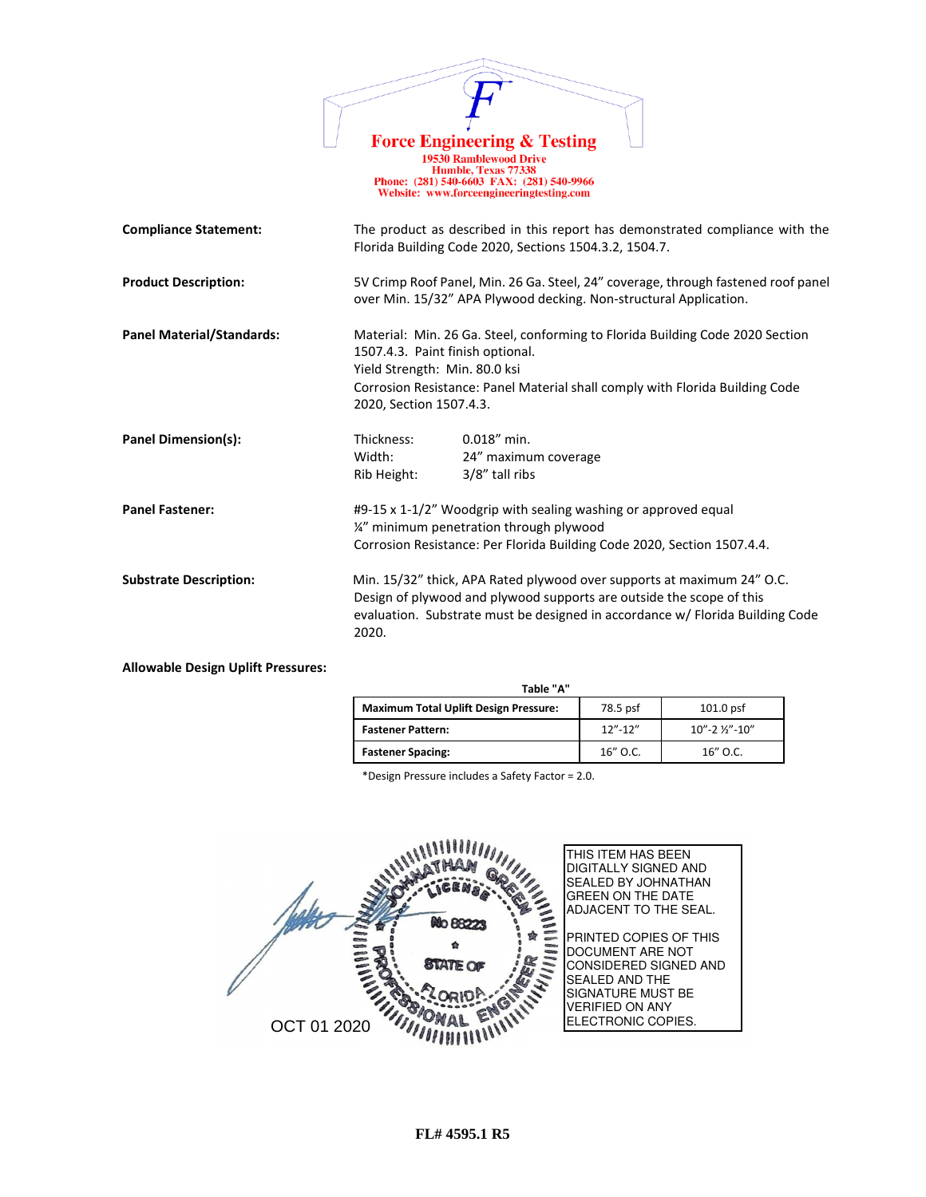**Force Engineering & Testing**
19530 Ramblewood Drive
Humble, Texas 77338
Phone: (281) 540-6603 FAX: (281) 540-9966
Website: www.forceengineeringtesting.com

**Compliance Statement:** The product as described in this report has demonstrated compliance with the Florida Building Code 2020, Sections 1504.3.2, 1504.7.

**Product Description:** 5V Crimp Roof Panel, Min. 26 Ga. Steel, 24" coverage, through fastened roof panel over Min. 15/32" APA Plywood decking. Non-structural Application.

**Panel Material/Standards:** Material: Min. 26 Ga. Steel, conforming to Florida Building Code 2020 Section 1507.4.3. Paint finish optional.
Yield Strength: Min. 80.0 ksi
Corrosion Resistance: Panel Material shall comply with Florida Building Code 2020, Section 1507.4.3.

**Panel Dimension(s):**
Thickness: 0.018" min.
Width: 24" maximum coverage
Rib Height: 3/8" tall ribs

**Panel Fastener:** #9-15 x 1-1/2" Woodgrip with sealing washing or approved equal
¼" minimum penetration through plywood
Corrosion Resistance: Per Florida Building Code 2020, Section 1507.4.4.

**Substrate Description:** Min. 15/32" thick, APA Rated plywood over supports at maximum 24" O.C. Design of plywood and plywood supports are outside the scope of this evaluation. Substrate must be designed in accordance w/ Florida Building Code 2020.

**Allowable Design Uplift Pressures:**

Table "A"

| **Maximum Total Uplift Design Pressure:** | 78.5 psf | 101.0 psf |
|---|---|---|
| **Fastener Pattern:** | 12"-12" | 10"-2 ½"-10" |
| **Fastener Spacing:** | 16" O.C. | 16" O.C. |

*Design Pressure includes a Safety Factor = 2.0.

JOHNATHAN GREEN LICENSE No 88223 STATE OF FLORIDA PROFESSIONAL ENGINEER

OCT 01 2020

THIS ITEM HAS BEEN DIGITALLY SIGNED AND SEALED BY JOHNATHAN GREEN ON THE DATE ADJACENT TO THE SEAL.

PRINTED COPIES OF THIS DOCUMENT ARE NOT CONSIDERED SIGNED AND SEALED AND THE SIGNATURE MUST BE VERIFIED ON ANY ELECTRONIC COPIES.

FL# 4595.1 R5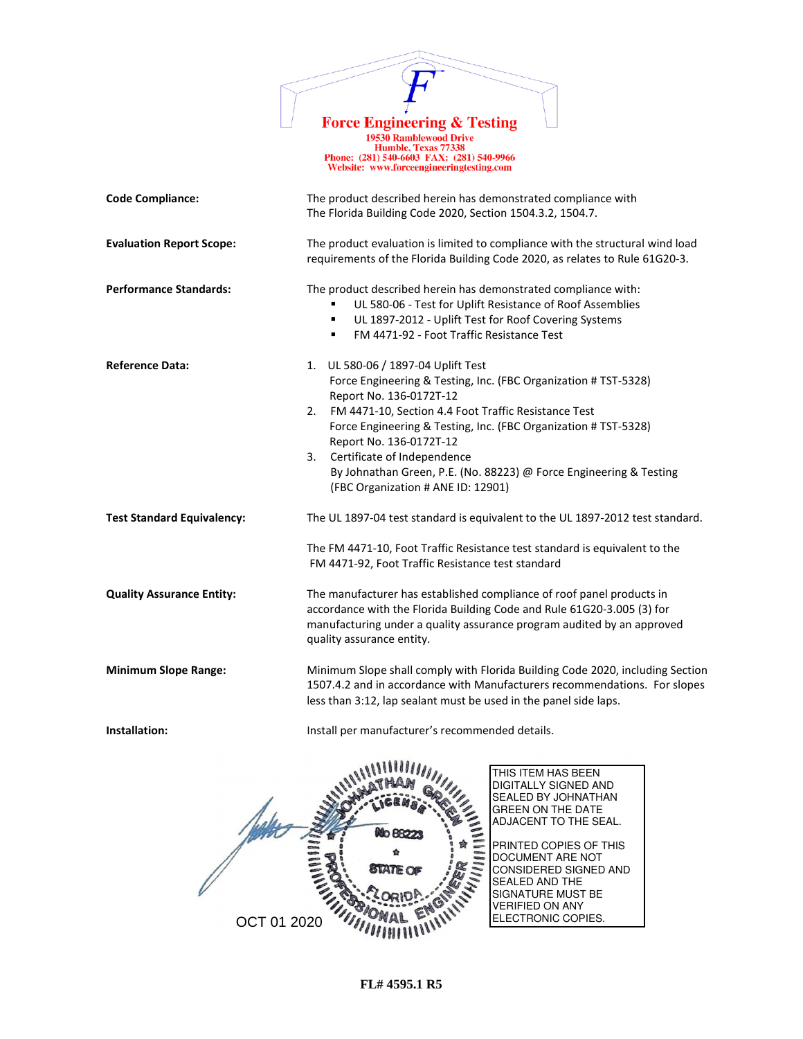**Force Engineering & Testing**
19530 Ramblewood Drive
Humble, Texas 77338
Phone: (281) 540-6603 FAX: (281) 540-9966
Website: www.forceengineeringtesting.com

**Code Compliance:** The product described herein has demonstrated compliance with The Florida Building Code 2020, Section 1504.3.2, 1504.7.

**Evaluation Report Scope:** The product evaluation is limited to compliance with the structural wind load requirements of the Florida Building Code 2020, as relates to Rule 61G20-3.

**Performance Standards:** The product described herein has demonstrated compliance with:

- UL 580-06 - Test for Uplift Resistance of Roof Assemblies
- UL 1897-2012 - Uplift Test for Roof Covering Systems
- FM 4471-92 - Foot Traffic Resistance Test

**Reference Data:**

1. UL 580-06 / 1897-04 Uplift Test
   Force Engineering & Testing, Inc. (FBC Organization # TST-5328)
   Report No. 136-0172T-12
2. FM 4471-10, Section 4.4 Foot Traffic Resistance Test
   Force Engineering & Testing, Inc. (FBC Organization # TST-5328)
   Report No. 136-0172T-12
3. Certificate of Independence
   By Johnathan Green, P.E. (No. 88223) @ Force Engineering & Testing
   (FBC Organization # ANE ID: 12901)

**Test Standard Equivalency:** The UL 1897-04 test standard is equivalent to the UL 1897-2012 test standard.

The FM 4471-10, Foot Traffic Resistance test standard is equivalent to the FM 4471-92, Foot Traffic Resistance test standard

**Quality Assurance Entity:** The manufacturer has established compliance of roof panel products in accordance with the Florida Building Code and Rule 61G20-3.005 (3) for manufacturing under a quality assurance program audited by an approved quality assurance entity.

**Minimum Slope Range:** Minimum Slope shall comply with Florida Building Code 2020, including Section 1507.4.2 and in accordance with Manufacturers recommendations. For slopes less than 3:12, lap sealant must be used in the panel side laps.

**Installation:** Install per manufacturer's recommended details.

JOHNATHAN GREEN
LICENSE
No 88223
STATE OF FLORIDA
PROFESSIONAL ENGINEER

OCT 01 2020

THIS ITEM HAS BEEN DIGITALLY SIGNED AND SEALED BY JOHNATHAN GREEN ON THE DATE ADJACENT TO THE SEAL.

PRINTED COPIES OF THIS DOCUMENT ARE NOT CONSIDERED SIGNED AND SEALED AND THE SIGNATURE MUST BE VERIFIED ON ANY ELECTRONIC COPIES.

**FL# 4595.1 R5**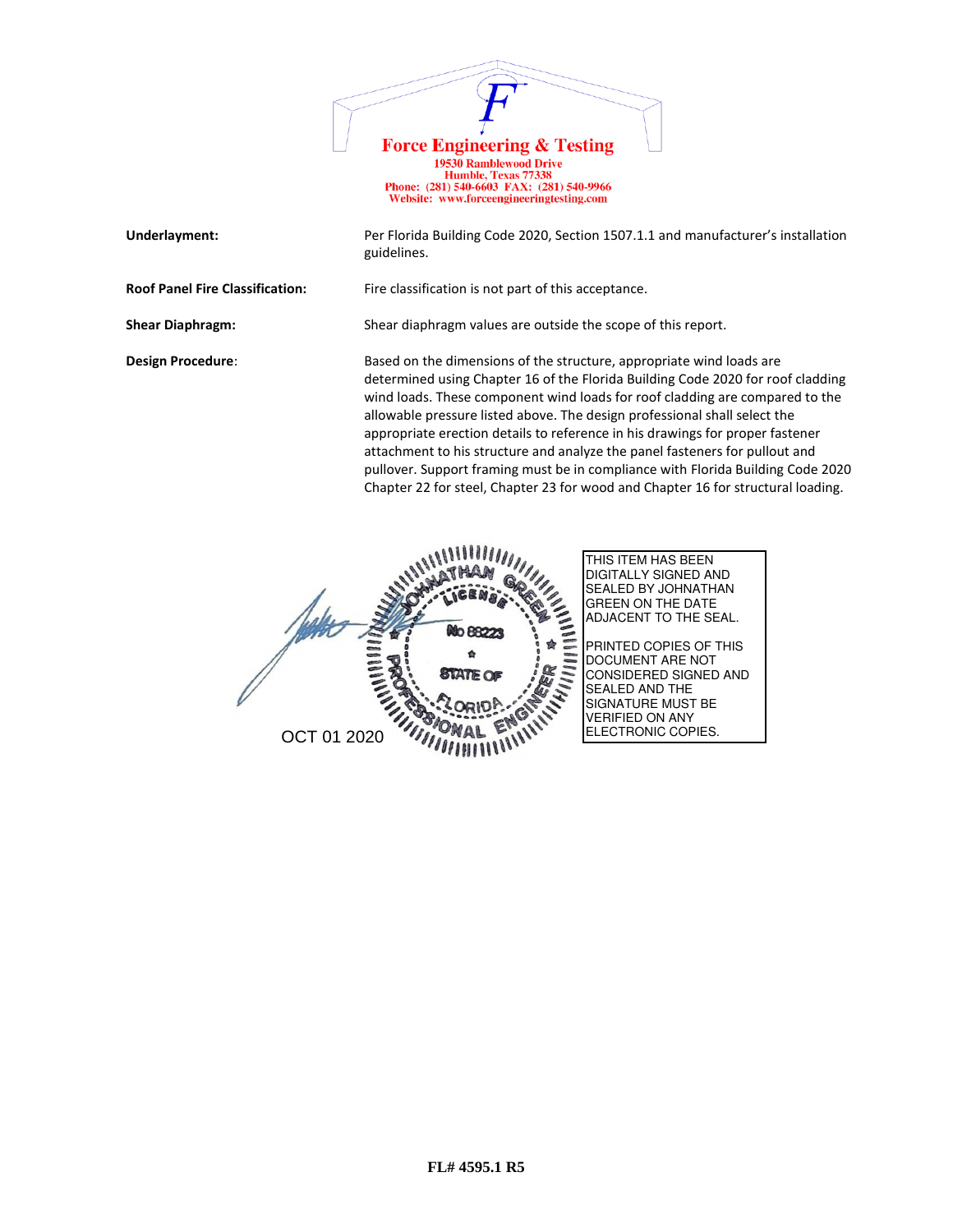**Force Engineering & Testing**
19530 Ramblewood Drive
Humble, Texas 77338
Phone: (281) 540-6603 FAX: (281) 540-9966
Website: www.forceengineeringtesting.com

| | |
|---|---|
| **Underlayment:** | Per Florida Building Code 2020, Section 1507.1.1 and manufacturer's installation guidelines. |
| **Roof Panel Fire Classification:** | Fire classification is not part of this acceptance. |
| **Shear Diaphragm:** | Shear diaphragm values are outside the scope of this report. |
| **Design Procedure**: | Based on the dimensions of the structure, appropriate wind loads are determined using Chapter 16 of the Florida Building Code 2020 for roof cladding wind loads. These component wind loads for roof cladding are compared to the allowable pressure listed above. The design professional shall select the appropriate erection details to reference in his drawings for proper fastener attachment to his structure and analyze the panel fasteners for pullout and pullover. Support framing must be in compliance with Florida Building Code 2020 Chapter 22 for steel, Chapter 23 for wood and Chapter 16 for structural loading. |

JOHNATHAN GREEN
LICENSE
No 88223
STATE OF FLORIDA
PROFESSIONAL ENGINEER

OCT 01 2020

THIS ITEM HAS BEEN DIGITALLY SIGNED AND SEALED BY JOHNATHAN GREEN ON THE DATE ADJACENT TO THE SEAL.

PRINTED COPIES OF THIS DOCUMENT ARE NOT CONSIDERED SIGNED AND SEALED AND THE SIGNATURE MUST BE VERIFIED ON ANY ELECTRONIC COPIES.

FL# 4595.1 R5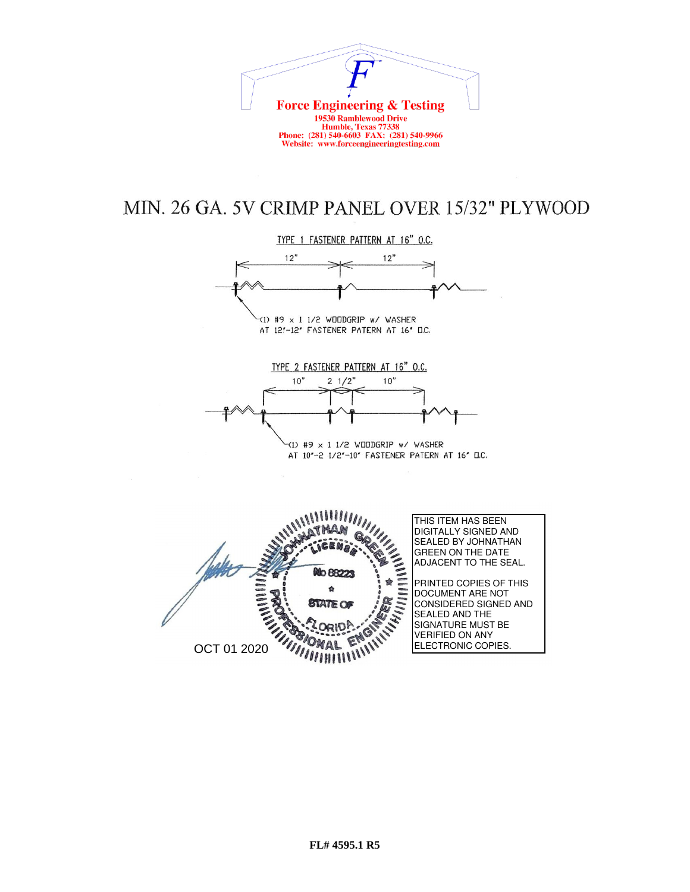**Force Engineering & Testing**
19530 Ramblewood Drive
Humble, Texas 77338
Phone: (281) 540-6603 FAX: (281) 540-9966
Website: www.forceengineeringtesting.com

# MIN. 26 GA. 5V CRIMP PANEL OVER 15/32" PLYWOOD

TYPE 1 FASTENER PATTERN AT 16" O.C.

12" 12"

(1) #9 x 1 1/2 WOODGRIP w/ WASHER
AT 12"-12" FASTENER PATERN AT 16" O.C.

TYPE 2 FASTENER PATTERN AT 16" O.C.

10" 2 1/2" 10"

(1) #9 x 1 1/2 WOODGRIP w/ WASHER
AT 10"-2 1/2"-10" FASTENER PATERN AT 16" O.C.

JOHNATHAN GREEN
LICENSE
No 88223
STATE OF
FLORIDA
PROFESSIONAL ENGINEER

OCT 01 2020

THIS ITEM HAS BEEN DIGITALLY SIGNED AND SEALED BY JOHNATHAN GREEN ON THE DATE ADJACENT TO THE SEAL.

PRINTED COPIES OF THIS DOCUMENT ARE NOT CONSIDERED SIGNED AND SEALED AND THE SIGNATURE MUST BE VERIFIED ON ANY ELECTRONIC COPIES.

**FL# 4595.1 R5**